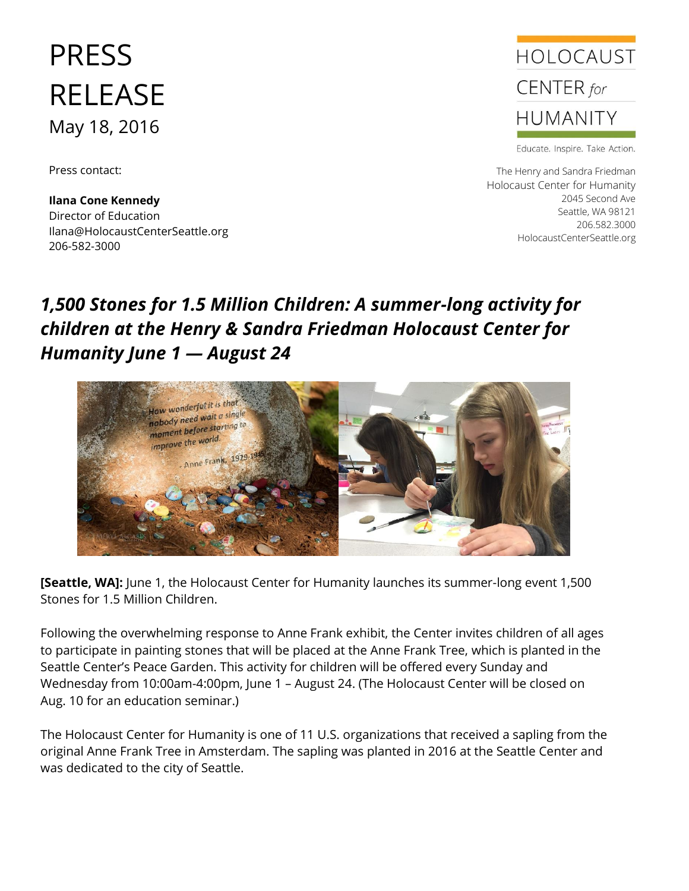# PRESS RELEASE

May 18, 2016

Press contact:

**Ilana Cone Kennedy**
Director of Education
Ilana@HolocaustCenterSeattle.org
206-582-3000

HOLOCAUST CENTER *for* HUMANITY

Educate. Inspire. Take Action.

The Henry and Sandra Friedman
Holocaust Center for Humanity
2045 Second Ave
Seattle, WA 98121
206.582.3000
HolocaustCenterSeattle.org

## *1,500 Stones for 1.5 Million Children: A summer-long activity for children at the Henry & Sandra Friedman Holocaust Center for Humanity June 1 — August 24*

**[Seattle, WA]:** June 1, the Holocaust Center for Humanity launches its summer-long event 1,500 Stones for 1.5 Million Children.

Following the overwhelming response to Anne Frank exhibit, the Center invites children of all ages to participate in painting stones that will be placed at the Anne Frank Tree, which is planted in the Seattle Center's Peace Garden. This activity for children will be offered every Sunday and Wednesday from 10:00am-4:00pm, June 1 – August 24. (The Holocaust Center will be closed on Aug. 10 for an education seminar.)

The Holocaust Center for Humanity is one of 11 U.S. organizations that received a sapling from the original Anne Frank Tree in Amsterdam. The sapling was planted in 2016 at the Seattle Center and was dedicated to the city of Seattle.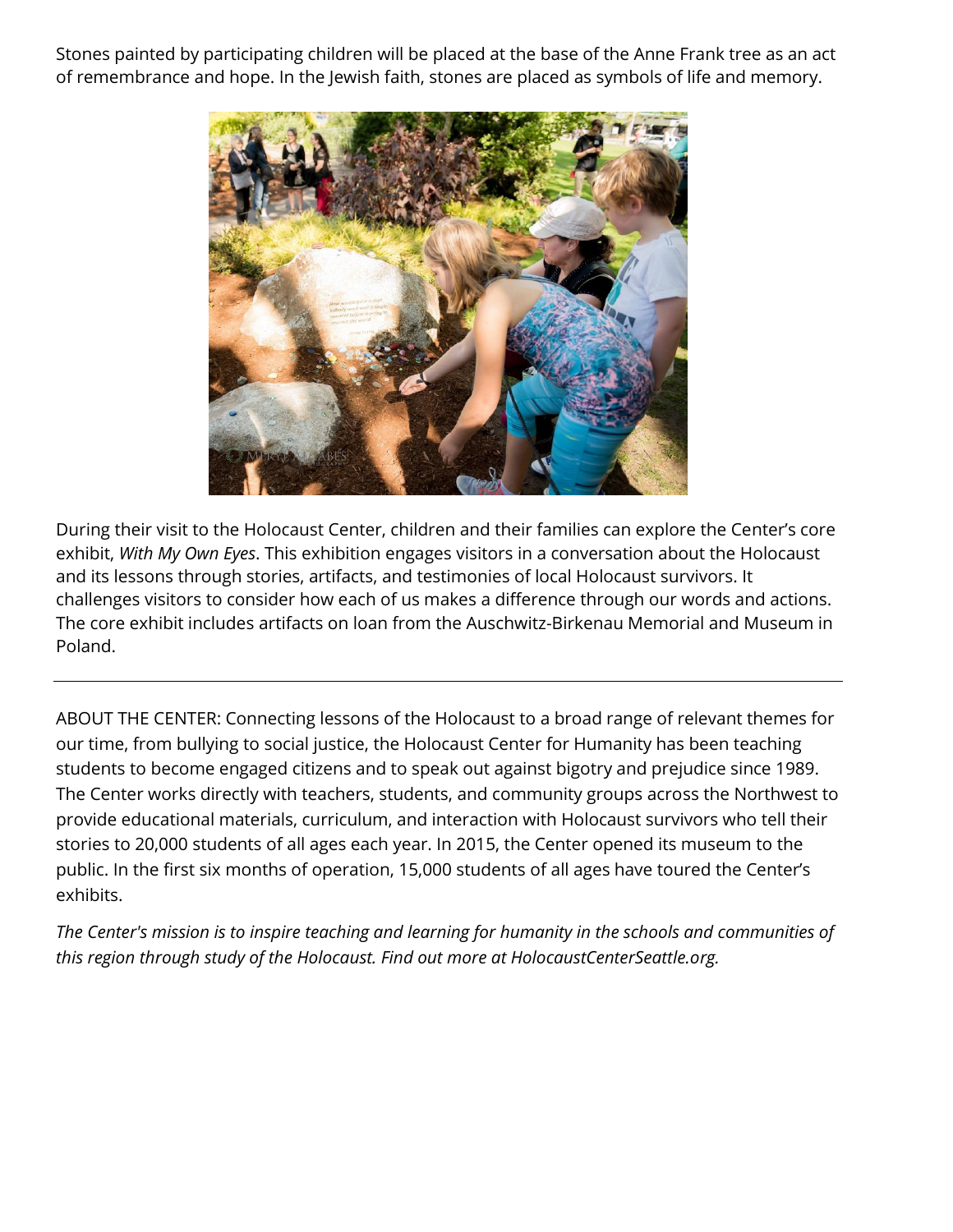Stones painted by participating children will be placed at the base of the Anne Frank tree as an act of remembrance and hope. In the Jewish faith, stones are placed as symbols of life and memory.

During their visit to the Holocaust Center, children and their families can explore the Center's core exhibit, *With My Own Eyes*. This exhibition engages visitors in a conversation about the Holocaust and its lessons through stories, artifacts, and testimonies of local Holocaust survivors. It challenges visitors to consider how each of us makes a difference through our words and actions. The core exhibit includes artifacts on loan from the Auschwitz-Birkenau Memorial and Museum in Poland.

---

ABOUT THE CENTER: Connecting lessons of the Holocaust to a broad range of relevant themes for our time, from bullying to social justice, the Holocaust Center for Humanity has been teaching students to become engaged citizens and to speak out against bigotry and prejudice since 1989. The Center works directly with teachers, students, and community groups across the Northwest to provide educational materials, curriculum, and interaction with Holocaust survivors who tell their stories to 20,000 students of all ages each year. In 2015, the Center opened its museum to the public. In the first six months of operation, 15,000 students of all ages have toured the Center's exhibits.

*The Center's mission is to inspire teaching and learning for humanity in the schools and communities of this region through study of the Holocaust. Find out more at HolocaustCenterSeattle.org.*